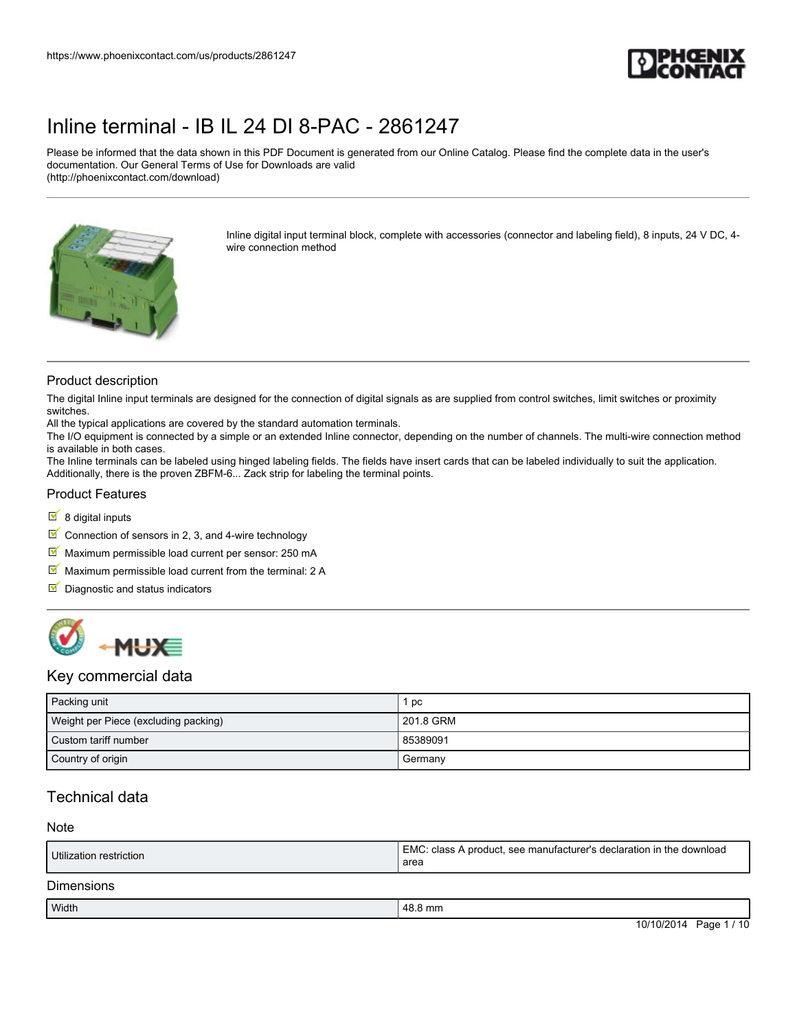# Inline terminal - IB IL 24 DI 8-PAC - 2861247

Please be informed that the data shown in this PDF Document is generated from our Online Catalog. Please find the complete data in the user's documentation. Our General Terms of Use for Downloads are valid (http://phoenixcontact.com/download)

Inline digital input terminal block, complete with accessories (connector and labeling field), 8 inputs, 24 V DC, 4-wire connection method

## Product description

The digital Inline input terminals are designed for the connection of digital signals as are supplied from control switches, limit switches or proximity switches.
All the typical applications are covered by the standard automation terminals.
The I/O equipment is connected by a simple or an extended Inline connector, depending on the number of channels. The multi-wire connection method is available in both cases.
The Inline terminals can be labeled using hinged labeling fields. The fields have insert cards that can be labeled individually to suit the application. Additionally, there is the proven ZBFM-6... Zack strip for labeling the terminal points.

## Product Features

- 8 digital inputs
- Connection of sensors in 2, 3, and 4-wire technology
- Maximum permissible load current per sensor: 250 mA
- Maximum permissible load current from the terminal: 2 A
- Diagnostic and status indicators

## Key commercial data

| | |
|---|---|
| Packing unit | 1 pc |
| Weight per Piece (excluding packing) | 201.8 GRM |
| Custom tariff number | 85389091 |
| Country of origin | Germany |

## Technical data

### Note

| | |
|---|---|
| Utilization restriction | EMC: class A product, see manufacturer's declaration in the download area |

### Dimensions

| | |
|---|---|
| Width | 48.8 mm |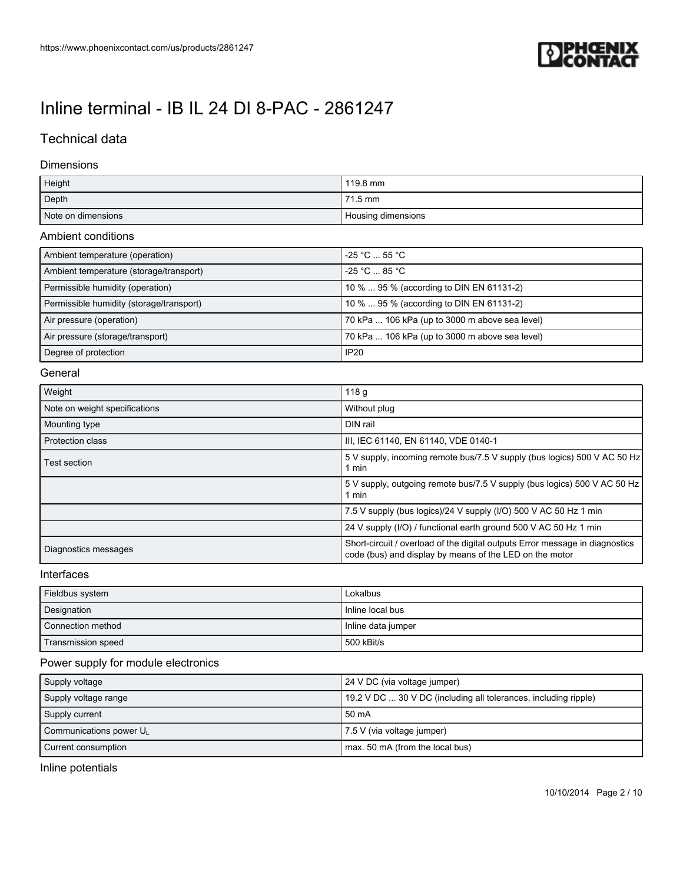# Inline terminal - IB IL 24 DI 8-PAC - 2861247

## Technical data

### Dimensions

| | |
|---|---|
| Height | 119.8 mm |
| Depth | 71.5 mm |
| Note on dimensions | Housing dimensions |

### Ambient conditions

| | |
|---|---|
| Ambient temperature (operation) | -25 °C ... 55 °C |
| Ambient temperature (storage/transport) | -25 °C ... 85 °C |
| Permissible humidity (operation) | 10 % ... 95 % (according to DIN EN 61131-2) |
| Permissible humidity (storage/transport) | 10 % ... 95 % (according to DIN EN 61131-2) |
| Air pressure (operation) | 70 kPa ... 106 kPa (up to 3000 m above sea level) |
| Air pressure (storage/transport) | 70 kPa ... 106 kPa (up to 3000 m above sea level) |
| Degree of protection | IP20 |

### General

| | |
|---|---|
| Weight | 118 g |
| Note on weight specifications | Without plug |
| Mounting type | DIN rail |
| Protection class | III, IEC 61140, EN 61140, VDE 0140-1 |
| Test section | 5 V supply, incoming remote bus/7.5 V supply (bus logics) 500 V AC 50 Hz 1 min |
| | 5 V supply, outgoing remote bus/7.5 V supply (bus logics) 500 V AC 50 Hz 1 min |
| | 7.5 V supply (bus logics)/24 V supply (I/O) 500 V AC 50 Hz 1 min |
| | 24 V supply (I/O) / functional earth ground 500 V AC 50 Hz 1 min |
| Diagnostics messages | Short-circuit / overload of the digital outputs Error message in diagnostics code (bus) and display by means of the LED on the motor |

### Interfaces

| | |
|---|---|
| Fieldbus system | Lokalbus |
| Designation | Inline local bus |
| Connection method | Inline data jumper |
| Transmission speed | 500 kBit/s |

### Power supply for module electronics

| | |
|---|---|
| Supply voltage | 24 V DC (via voltage jumper) |
| Supply voltage range | 19.2 V DC ... 30 V DC (including all tolerances, including ripple) |
| Supply current | 50 mA |
| Communications power $U_L$ | 7.5 V (via voltage jumper) |
| Current consumption | max. 50 mA (from the local bus) |

### Inline potentials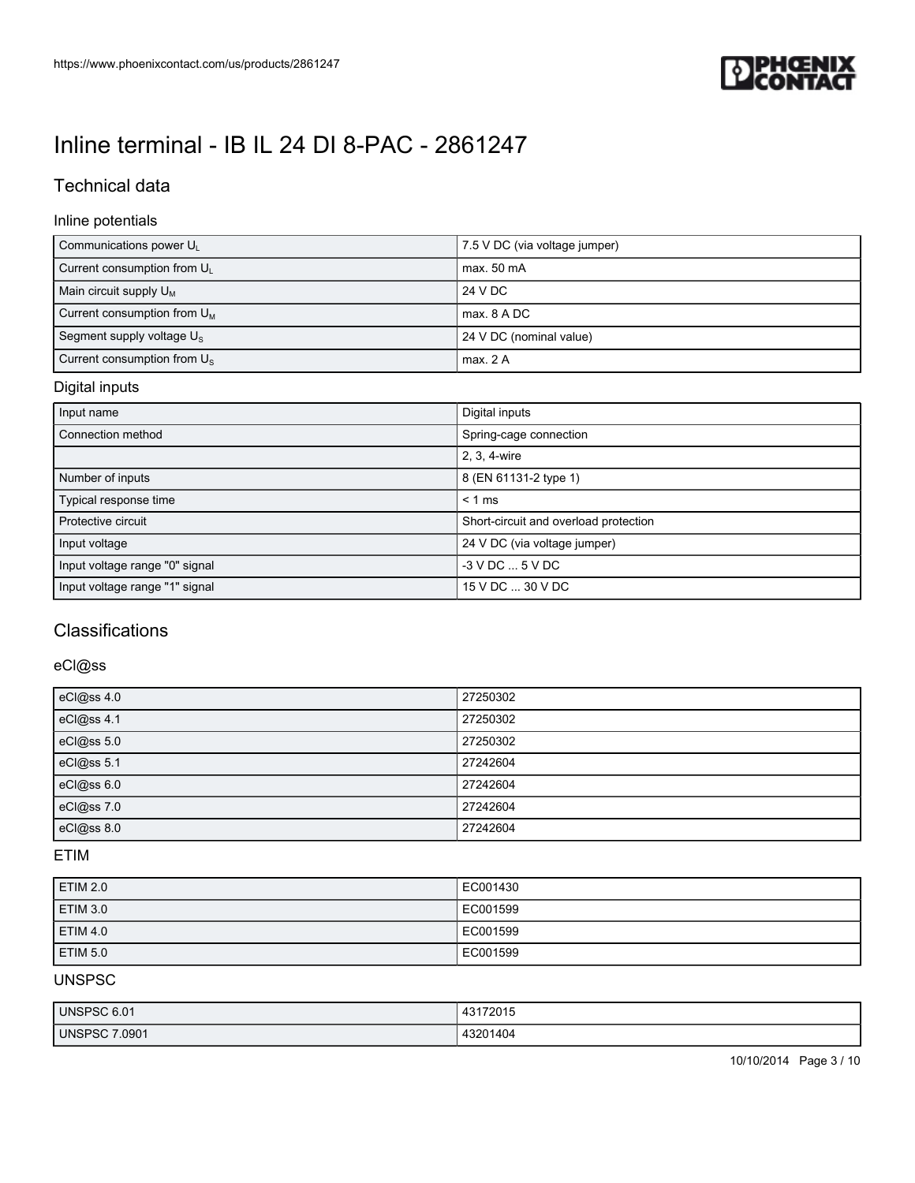# Inline terminal - IB IL 24 DI 8-PAC - 2861247

## Technical data

### Inline potentials

| | |
|---|---|
| Communications power $U_L$ | 7.5 V DC (via voltage jumper) |
| Current consumption from $U_L$ | max. 50 mA |
| Main circuit supply $U_M$ | 24 V DC |
| Current consumption from $U_M$ | max. 8 A DC |
| Segment supply voltage $U_S$ | 24 V DC (nominal value) |
| Current consumption from $U_S$ | max. 2 A |

### Digital inputs

| | |
|---|---|
| Input name | Digital inputs |
| Connection method | Spring-cage connection |
| | 2, 3, 4-wire |
| Number of inputs | 8 (EN 61131-2 type 1) |
| Typical response time | < 1 ms |
| Protective circuit | Short-circuit and overload protection |
| Input voltage | 24 V DC (via voltage jumper) |
| Input voltage range "0" signal | -3 V DC ... 5 V DC |
| Input voltage range "1" signal | 15 V DC ... 30 V DC |

## Classifications

### eCl@ss

| | |
|---|---|
| eCl@ss 4.0 | 27250302 |
| eCl@ss 4.1 | 27250302 |
| eCl@ss 5.0 | 27250302 |
| eCl@ss 5.1 | 27242604 |
| eCl@ss 6.0 | 27242604 |
| eCl@ss 7.0 | 27242604 |
| eCl@ss 8.0 | 27242604 |

### ETIM

| | |
|---|---|
| ETIM 2.0 | EC001430 |
| ETIM 3.0 | EC001599 |
| ETIM 4.0 | EC001599 |
| ETIM 5.0 | EC001599 |

### UNSPSC

| | |
|---|---|
| UNSPSC 6.01 | 43172015 |
| UNSPSC 7.0901 | 43201404 |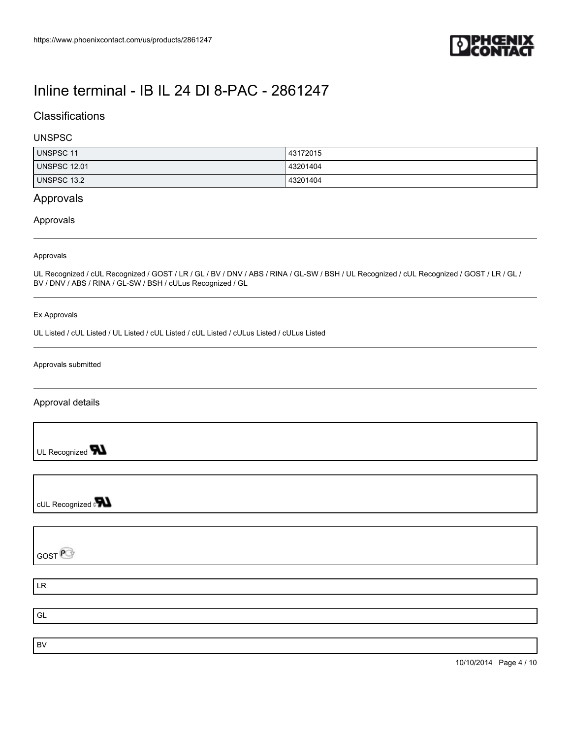# Inline terminal - IB IL 24 DI 8-PAC - 2861247

## Classifications

### UNSPSC

| UNSPSC 11 | 43172015 |
|---|---|
| UNSPSC 12.01 | 43201404 |
| UNSPSC 13.2 | 43201404 |

## Approvals

### Approvals

Approvals

UL Recognized / cUL Recognized / GOST / LR / GL / BV / DNV / ABS / RINA / GL-SW / BSH / UL Recognized / cUL Recognized / GOST / LR / GL / BV / DNV / ABS / RINA / GL-SW / BSH / cULus Recognized / GL

Ex Approvals

UL Listed / cUL Listed / UL Listed / cUL Listed / cUL Listed / cULus Listed / cULus Listed

Approvals submitted

### Approval details

UL Recognized

cUL Recognized

GOST

LR

GL

BV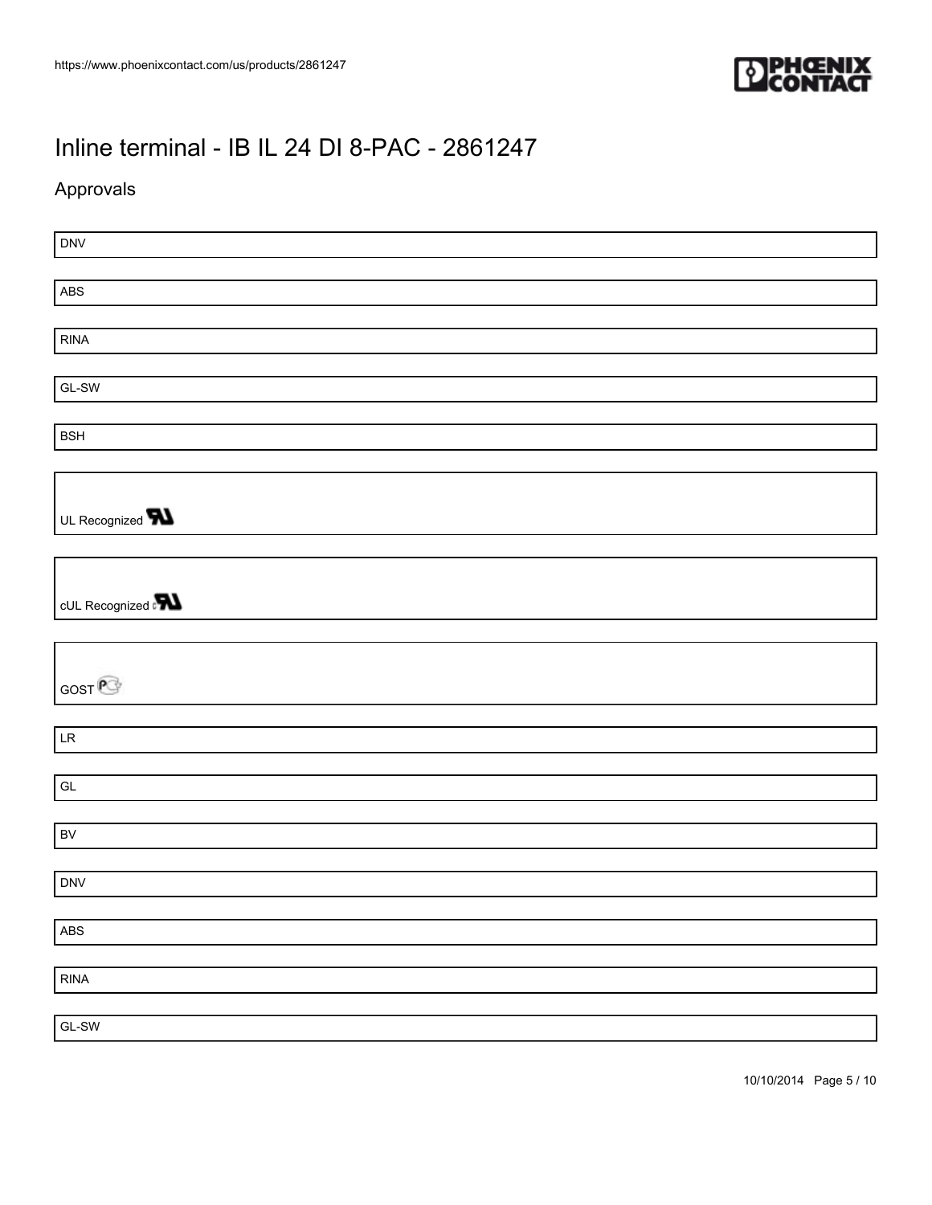# Inline terminal - IB IL 24 DI 8-PAC - 2861247

## Approvals

DNV

ABS

RINA

GL-SW

BSH

UL Recognized

cUL Recognized

GOST

LR

GL

BV

DNV

ABS

RINA

GL-SW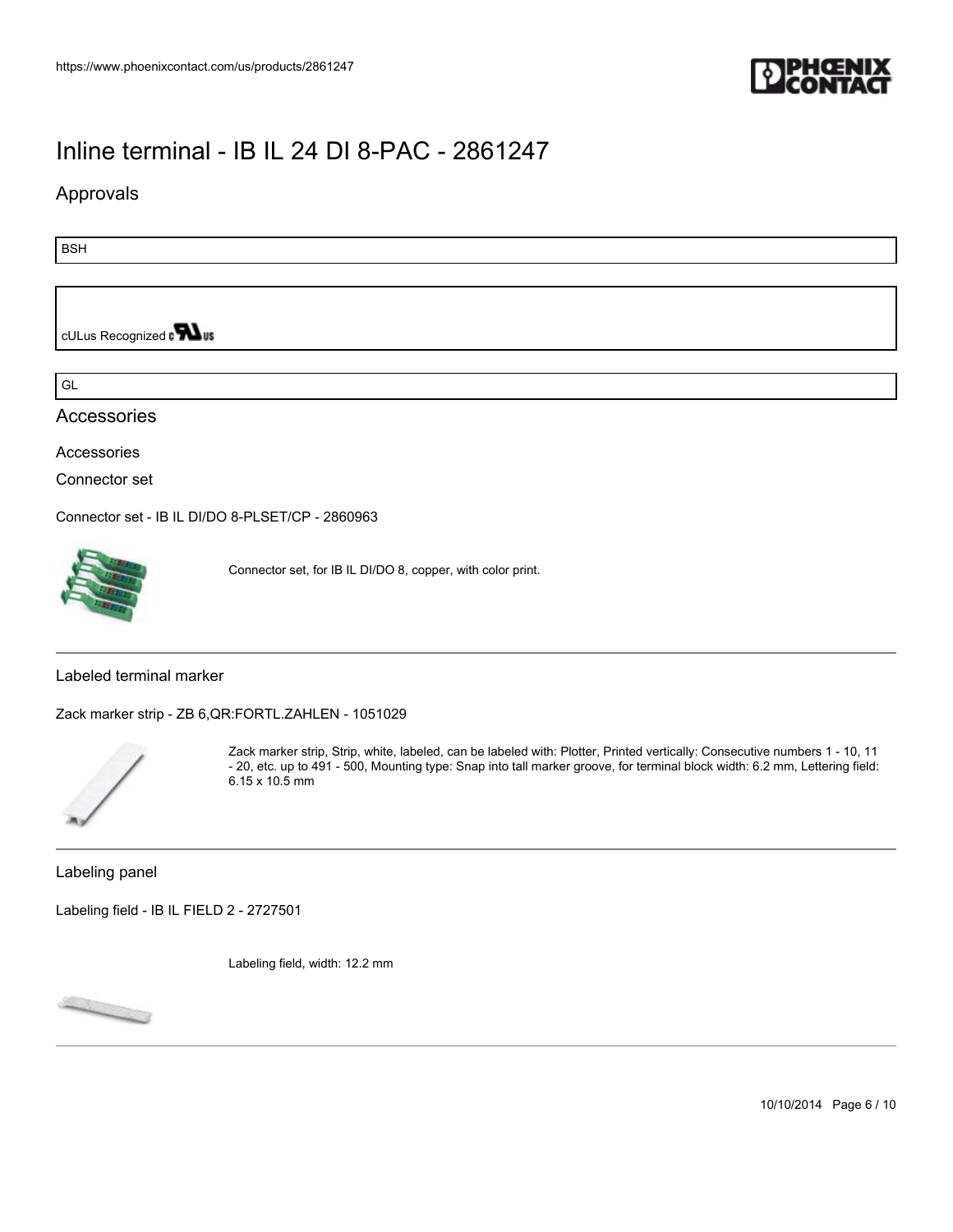# Inline terminal - IB IL 24 DI 8-PAC - 2861247

## Approvals

BSH

cULus Recognized

GL

## Accessories

Accessories

### Connector set

Connector set - IB IL DI/DO 8-PLSET/CP - 2860963

Connector set, for IB IL DI/DO 8, copper, with color print.

### Labeled terminal marker

Zack marker strip - ZB 6,QR:FORTL.ZAHLEN - 1051029

Zack marker strip, Strip, white, labeled, can be labeled with: Plotter, Printed vertically: Consecutive numbers 1 - 10, 11 - 20, etc. up to 491 - 500, Mounting type: Snap into tall marker groove, for terminal block width: 6.2 mm, Lettering field: 6.15 x 10.5 mm

### Labeling panel

Labeling field - IB IL FIELD 2 - 2727501

Labeling field, width: 12.2 mm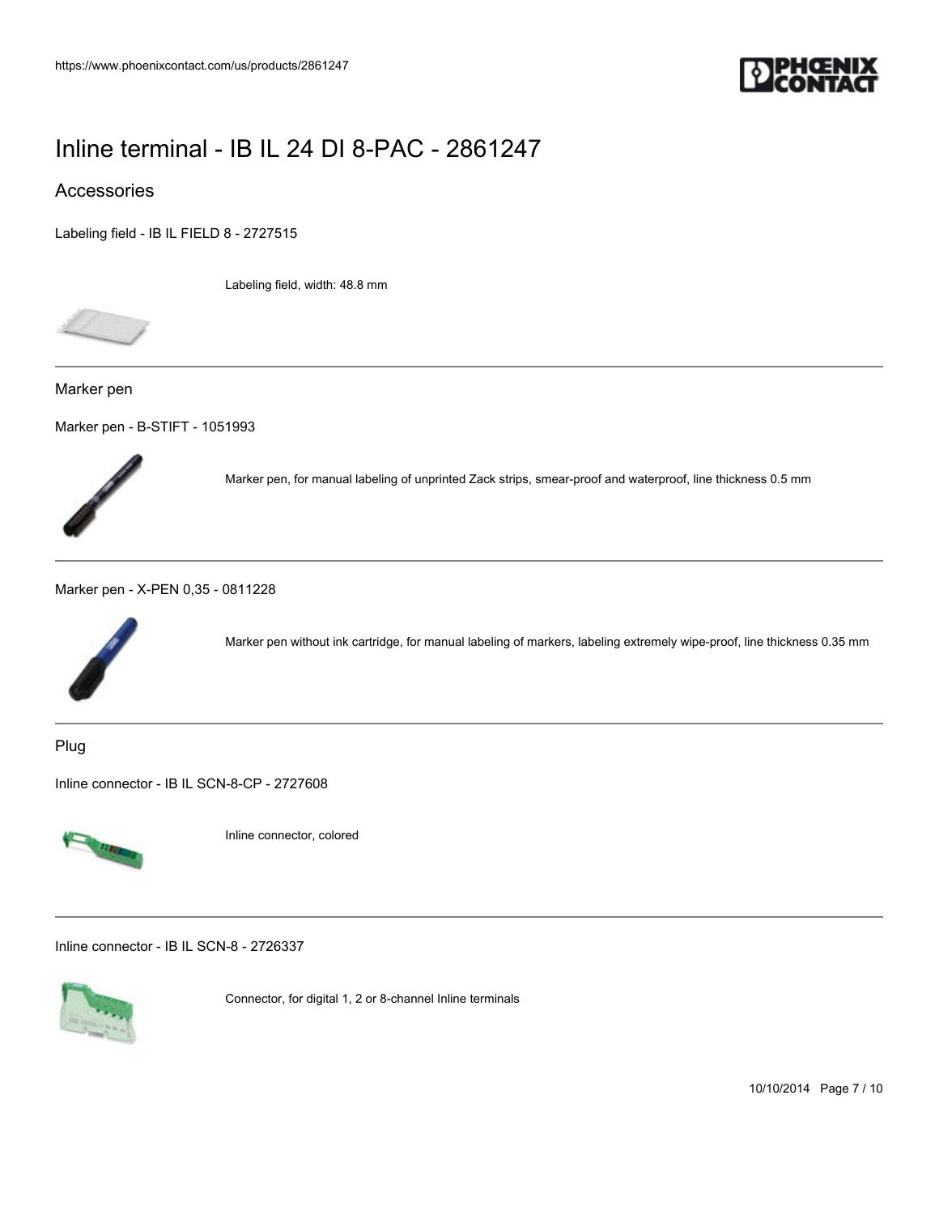# Inline terminal - IB IL 24 DI 8-PAC - 2861247

## Accessories

Labeling field - IB IL FIELD 8 - 2727515

Labeling field, width: 48.8 mm

---

### Marker pen

Marker pen - B-STIFT - 1051993

Marker pen, for manual labeling of unprinted Zack strips, smear-proof and waterproof, line thickness 0.5 mm

---

Marker pen - X-PEN 0,35 - 0811228

Marker pen without ink cartridge, for manual labeling of markers, labeling extremely wipe-proof, line thickness 0.35 mm

---

### Plug

Inline connector - IB IL SCN-8-CP - 2727608

Inline connector, colored

---

Inline connector - IB IL SCN-8 - 2726337

Connector, for digital 1, 2 or 8-channel Inline terminals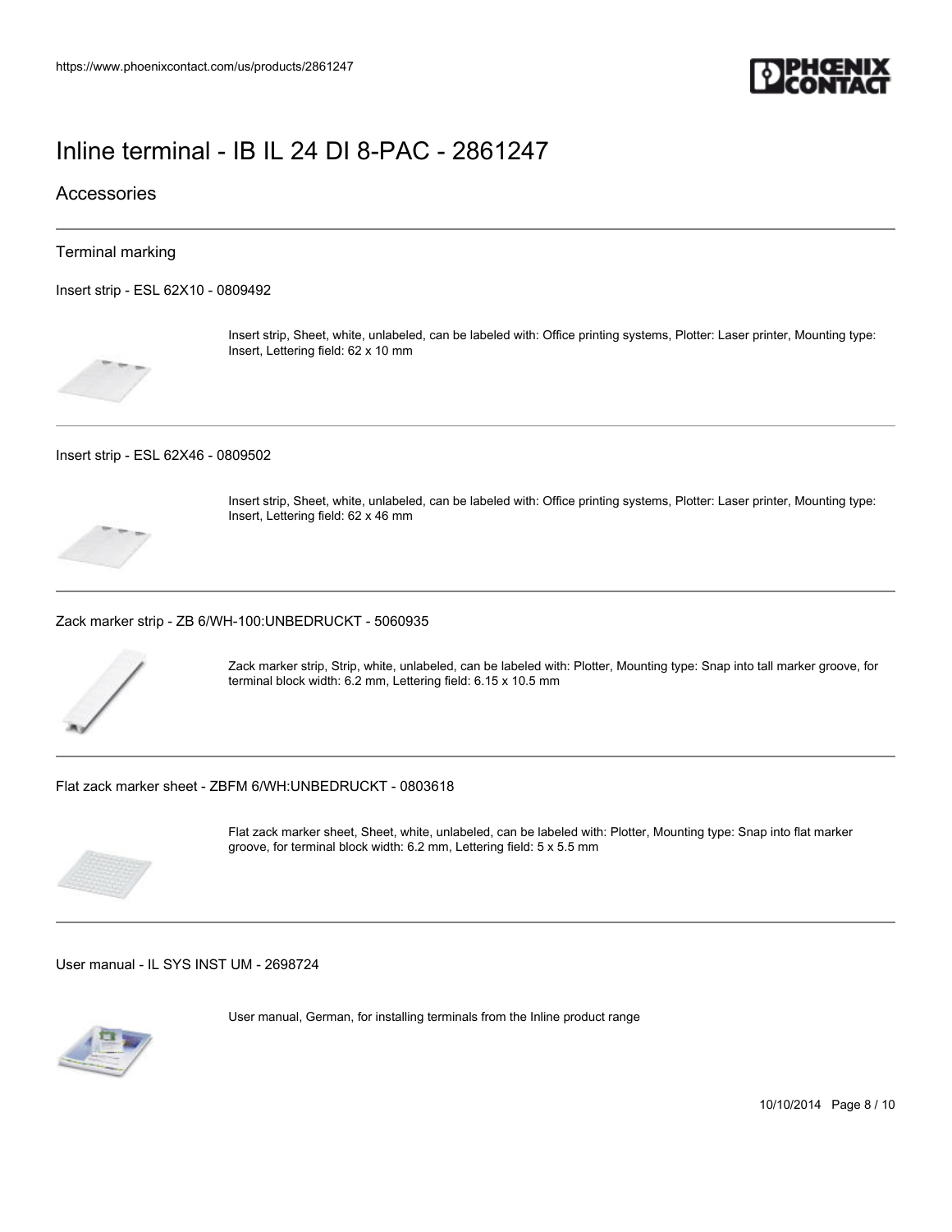# Inline terminal - IB IL 24 DI 8-PAC - 2861247

## Accessories

### Terminal marking

Insert strip - ESL 62X10 - 0809492

Insert strip, Sheet, white, unlabeled, can be labeled with: Office printing systems, Plotter: Laser printer, Mounting type: Insert, Lettering field: 62 x 10 mm

Insert strip - ESL 62X46 - 0809502

Insert strip, Sheet, white, unlabeled, can be labeled with: Office printing systems, Plotter: Laser printer, Mounting type: Insert, Lettering field: 62 x 46 mm

Zack marker strip - ZB 6/WH-100:UNBEDRUCKT - 5060935

Zack marker strip, Strip, white, unlabeled, can be labeled with: Plotter, Mounting type: Snap into tall marker groove, for terminal block width: 6.2 mm, Lettering field: 6.15 x 10.5 mm

Flat zack marker sheet - ZBFM 6/WH:UNBEDRUCKT - 0803618

Flat zack marker sheet, Sheet, white, unlabeled, can be labeled with: Plotter, Mounting type: Snap into flat marker groove, for terminal block width: 6.2 mm, Lettering field: 5 x 5.5 mm

User manual - IL SYS INST UM - 2698724

User manual, German, for installing terminals from the Inline product range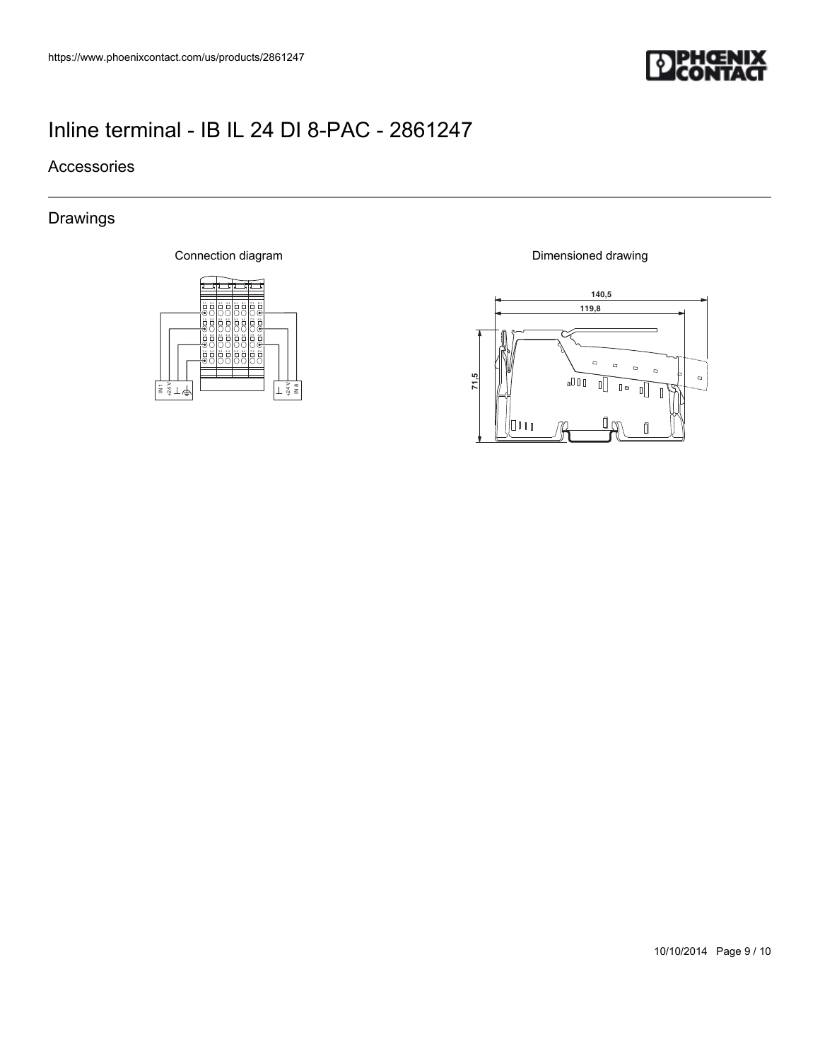# Inline terminal - IB IL 24 DI 8-PAC - 2861247

## Accessories

## Drawings

Connection diagram

IN 1 +24 V ⊥ ⏚

⊥ +24 V IN 8

Dimensioned drawing

140,5

119,8

71,5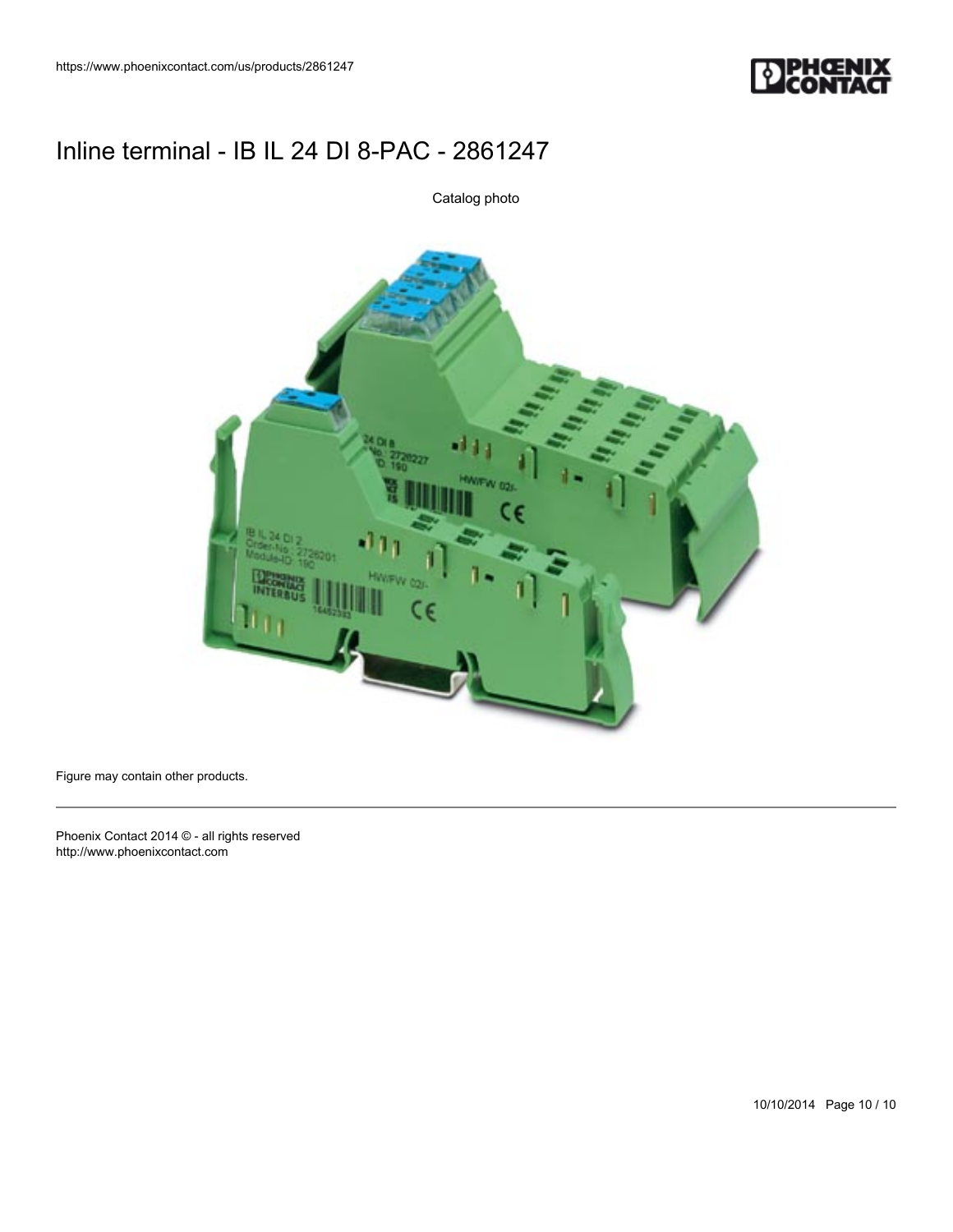# Inline terminal - IB IL 24 DI 8-PAC - 2861247

Catalog photo

Figure may contain other products.

Phoenix Contact 2014 © - all rights reserved
http://www.phoenixcontact.com